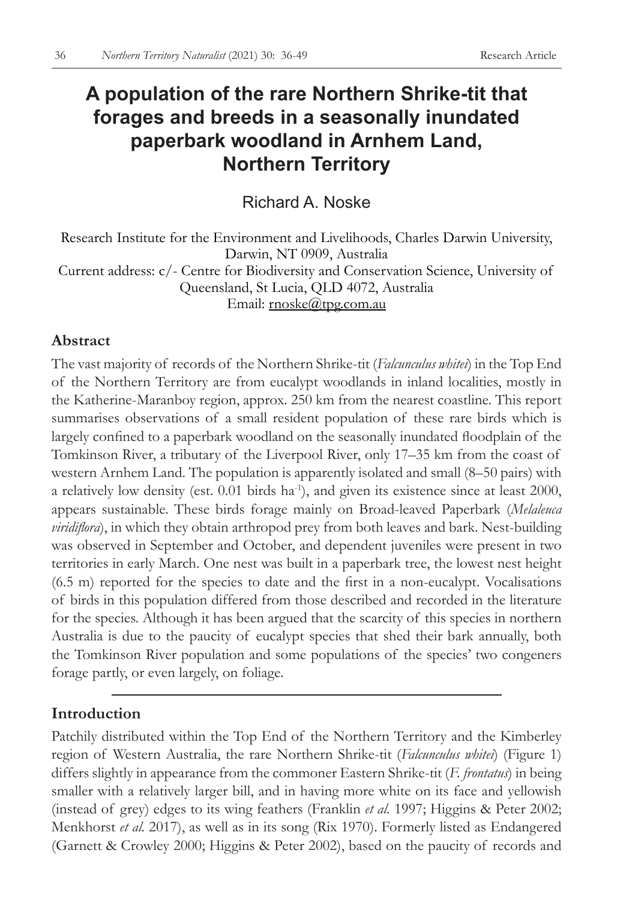# A population of the rare Northern Shrike-tit that forages and breeds in a seasonally inundated paperbark woodland in Arnhem Land, Northern Territory

Richard A. Noske

Research Institute for the Environment and Livelihoods, Charles Darwin University, Darwin, NT 0909, Australia
Current address: c/- Centre for Biodiversity and Conservation Science, University of Queensland, St Lucia, QLD 4072, Australia
Email: rnoske@tpg.com.au

## Abstract

The vast majority of records of the Northern Shrike-tit (*Falcunculus whitei*) in the Top End of the Northern Territory are from eucalypt woodlands in inland localities, mostly in the Katherine-Maranboy region, approx. 250 km from the nearest coastline. This report summarises observations of a small resident population of these rare birds which is largely confined to a paperbark woodland on the seasonally inundated floodplain of the Tomkinson River, a tributary of the Liverpool River, only 17–35 km from the coast of western Arnhem Land. The population is apparently isolated and small (8–50 pairs) with a relatively low density (est. 0.01 birds $ha^{-1}$), and given its existence since at least 2000, appears sustainable. These birds forage mainly on Broad-leaved Paperbark (*Melaleuca viridiflora*), in which they obtain arthropod prey from both leaves and bark. Nest-building was observed in September and October, and dependent juveniles were present in two territories in early March. One nest was built in a paperbark tree, the lowest nest height (6.5 m) reported for the species to date and the first in a non-eucalypt. Vocalisations of birds in this population differed from those described and recorded in the literature for the species. Although it has been argued that the scarcity of this species in northern Australia is due to the paucity of eucalypt species that shed their bark annually, both the Tomkinson River population and some populations of the species' two congeners forage partly, or even largely, on foliage.

## Introduction

Patchily distributed within the Top End of the Northern Territory and the Kimberley region of Western Australia, the rare Northern Shrike-tit (*Falcunculus whitei*) (Figure 1) differs slightly in appearance from the commoner Eastern Shrike-tit (*F. frontatus*) in being smaller with a relatively larger bill, and in having more white on its face and yellowish (instead of grey) edges to its wing feathers (Franklin *et al.* 1997; Higgins & Peter 2002; Menkhorst *et al.* 2017), as well as in its song (Rix 1970). Formerly listed as Endangered (Garnett & Crowley 2000; Higgins & Peter 2002), based on the paucity of records and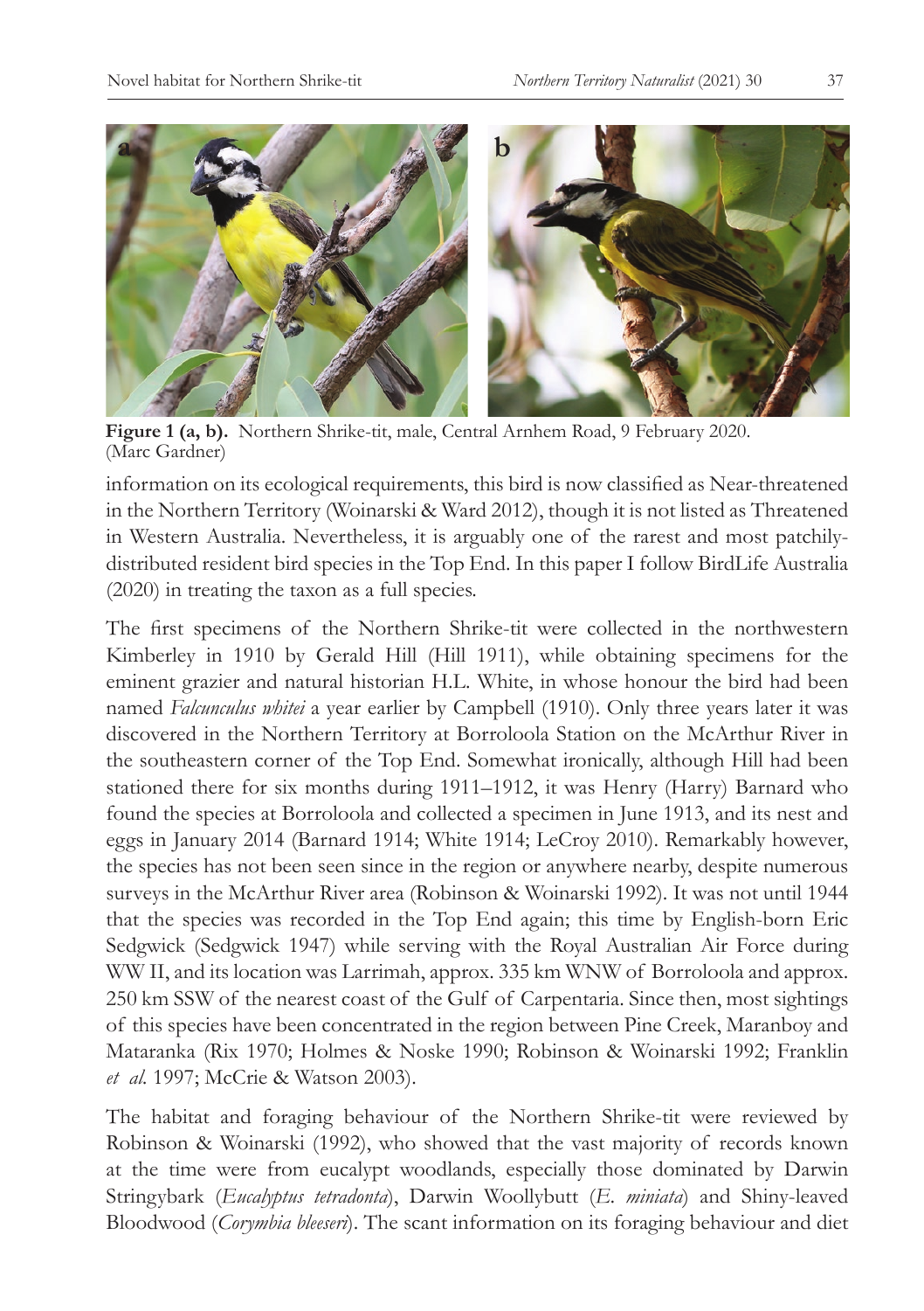**Figure 1 (a, b).** Northern Shrike-tit, male, Central Arnhem Road, 9 February 2020. (Marc Gardner)

information on its ecological requirements, this bird is now classified as Near-threatened in the Northern Territory (Woinarski & Ward 2012), though it is not listed as Threatened in Western Australia. Nevertheless, it is arguably one of the rarest and most patchily-distributed resident bird species in the Top End. In this paper I follow BirdLife Australia (2020) in treating the taxon as a full species.

The first specimens of the Northern Shrike-tit were collected in the northwestern Kimberley in 1910 by Gerald Hill (Hill 1911), while obtaining specimens for the eminent grazier and natural historian H.L. White, in whose honour the bird had been named *Falcunculus whitei* a year earlier by Campbell (1910). Only three years later it was discovered in the Northern Territory at Borroloola Station on the McArthur River in the southeastern corner of the Top End. Somewhat ironically, although Hill had been stationed there for six months during 1911–1912, it was Henry (Harry) Barnard who found the species at Borroloola and collected a specimen in June 1913, and its nest and eggs in January 2014 (Barnard 1914; White 1914; LeCroy 2010). Remarkably however, the species has not been seen since in the region or anywhere nearby, despite numerous surveys in the McArthur River area (Robinson & Woinarski 1992). It was not until 1944 that the species was recorded in the Top End again; this time by English-born Eric Sedgwick (Sedgwick 1947) while serving with the Royal Australian Air Force during WW II, and its location was Larrimah, approx. 335 km WNW of Borroloola and approx. 250 km SSW of the nearest coast of the Gulf of Carpentaria. Since then, most sightings of this species have been concentrated in the region between Pine Creek, Maranboy and Mataranka (Rix 1970; Holmes & Noske 1990; Robinson & Woinarski 1992; Franklin *et al.* 1997; McCrie & Watson 2003).

The habitat and foraging behaviour of the Northern Shrike-tit were reviewed by Robinson & Woinarski (1992), who showed that the vast majority of records known at the time were from eucalypt woodlands, especially those dominated by Darwin Stringybark (*Eucalyptus tetradonta*), Darwin Woollybutt (*E. miniata*) and Shiny-leaved Bloodwood (*Corymbia bleeseri*). The scant information on its foraging behaviour and diet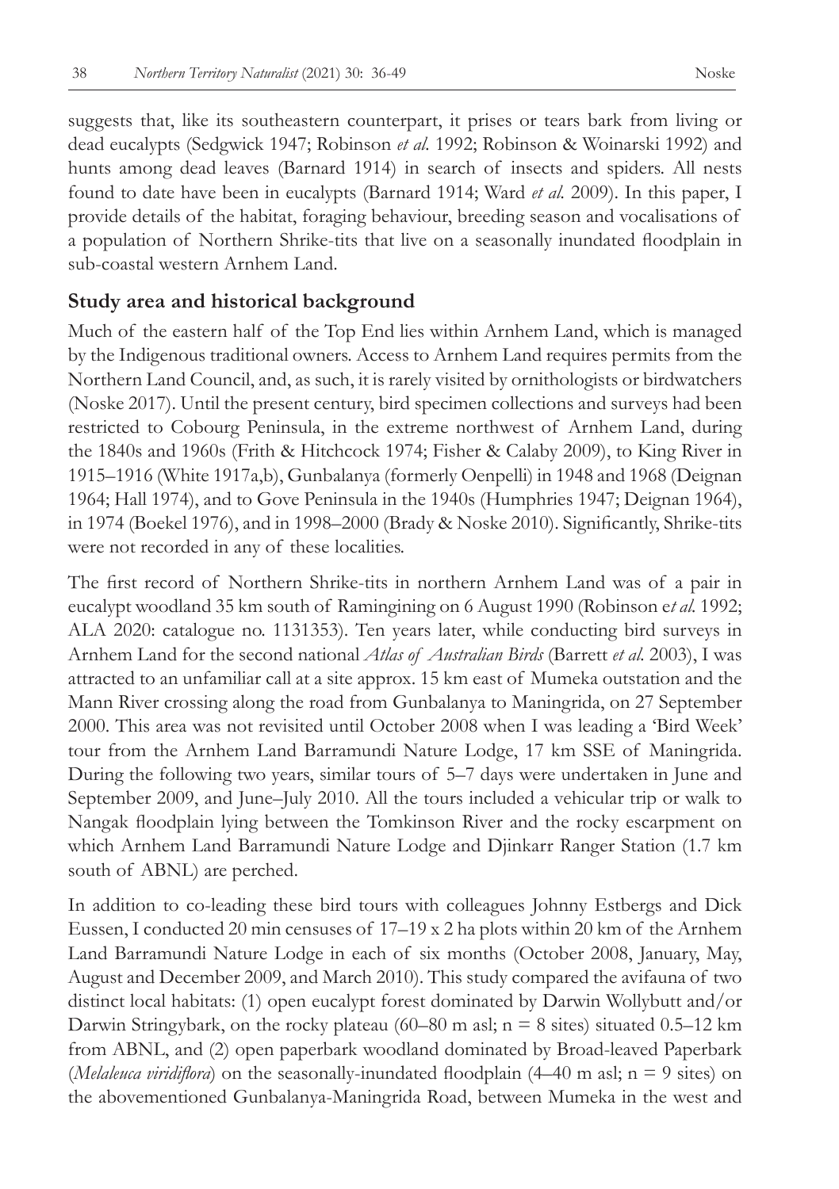suggests that, like its southeastern counterpart, it prises or tears bark from living or dead eucalypts (Sedgwick 1947; Robinson *et al.* 1992; Robinson & Woinarski 1992) and hunts among dead leaves (Barnard 1914) in search of insects and spiders. All nests found to date have been in eucalypts (Barnard 1914; Ward *et al.* 2009). In this paper, I provide details of the habitat, foraging behaviour, breeding season and vocalisations of a population of Northern Shrike-tits that live on a seasonally inundated floodplain in sub-coastal western Arnhem Land.

## Study area and historical background

Much of the eastern half of the Top End lies within Arnhem Land, which is managed by the Indigenous traditional owners. Access to Arnhem Land requires permits from the Northern Land Council, and, as such, it is rarely visited by ornithologists or birdwatchers (Noske 2017). Until the present century, bird specimen collections and surveys had been restricted to Cobourg Peninsula, in the extreme northwest of Arnhem Land, during the 1840s and 1960s (Frith & Hitchcock 1974; Fisher & Calaby 2009), to King River in 1915–1916 (White 1917a,b), Gunbalanya (formerly Oenpelli) in 1948 and 1968 (Deignan 1964; Hall 1974), and to Gove Peninsula in the 1940s (Humphries 1947; Deignan 1964), in 1974 (Boekel 1976), and in 1998–2000 (Brady & Noske 2010). Significantly, Shrike-tits were not recorded in any of these localities.

The first record of Northern Shrike-tits in northern Arnhem Land was of a pair in eucalypt woodland 35 km south of Ramingining on 6 August 1990 (Robinson e*t al.* 1992; ALA 2020: catalogue no. 1131353). Ten years later, while conducting bird surveys in Arnhem Land for the second national *Atlas of Australian Birds* (Barrett *et al.* 2003), I was attracted to an unfamiliar call at a site approx. 15 km east of Mumeka outstation and the Mann River crossing along the road from Gunbalanya to Maningrida, on 27 September 2000. This area was not revisited until October 2008 when I was leading a 'Bird Week' tour from the Arnhem Land Barramundi Nature Lodge, 17 km SSE of Maningrida. During the following two years, similar tours of 5–7 days were undertaken in June and September 2009, and June–July 2010. All the tours included a vehicular trip or walk to Nangak floodplain lying between the Tomkinson River and the rocky escarpment on which Arnhem Land Barramundi Nature Lodge and Djinkarr Ranger Station (1.7 km south of ABNL) are perched.

In addition to co-leading these bird tours with colleagues Johnny Estbergs and Dick Eussen, I conducted 20 min censuses of 17–19 x 2 ha plots within 20 km of the Arnhem Land Barramundi Nature Lodge in each of six months (October 2008, January, May, August and December 2009, and March 2010). This study compared the avifauna of two distinct local habitats: (1) open eucalypt forest dominated by Darwin Wollybutt and/or Darwin Stringybark, on the rocky plateau (60–80 m asl; n = 8 sites) situated 0.5–12 km from ABNL, and (2) open paperbark woodland dominated by Broad-leaved Paperbark (*Melaleuca viridiflora*) on the seasonally-inundated floodplain (4–40 m asl; n = 9 sites) on the abovementioned Gunbalanya-Maningrida Road, between Mumeka in the west and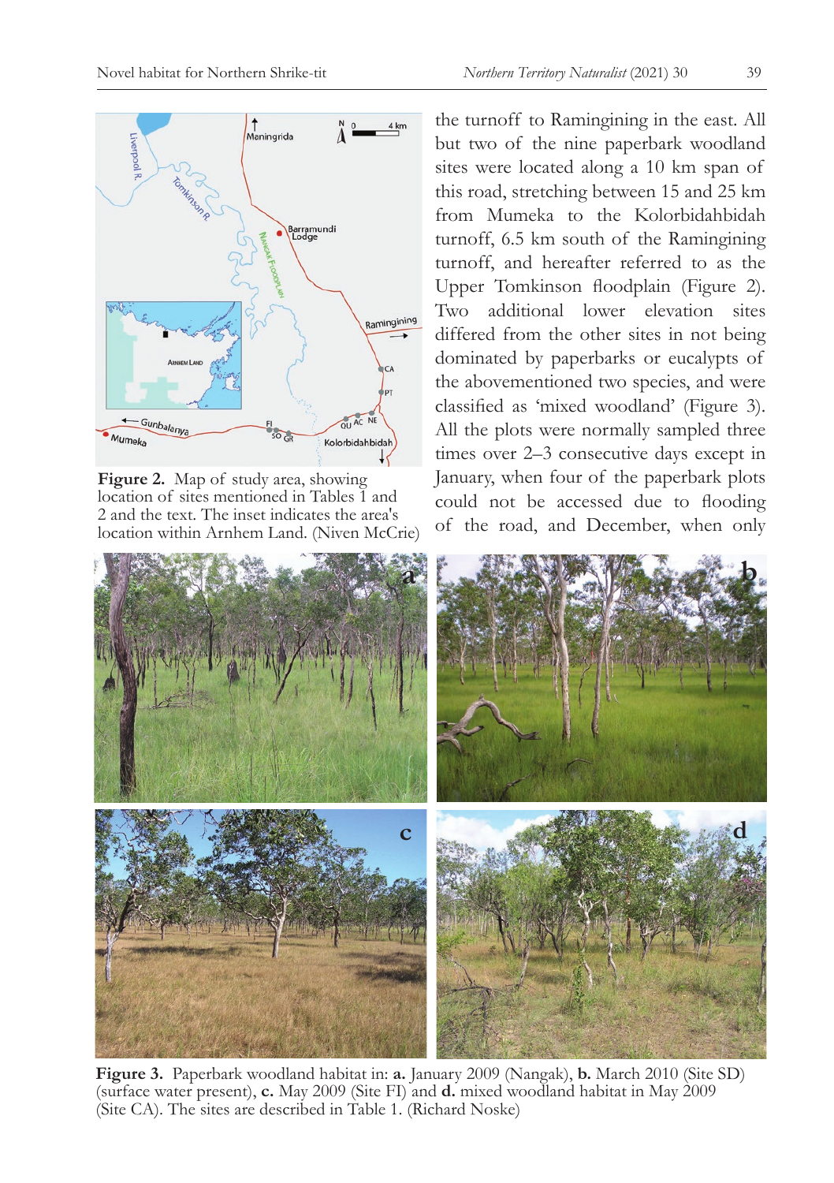Liverpool R.

Tomkinson R.

Maningrida

N

0

4 km

Barramundi Lodge

Nangak Floodplain

Arnhem Land

Ramingining

CA

PT

Gunbalanya

Mumeka

FI

SO

GR

OU

AC

NE

Kolorbidahbidah

Figure 2. Map of study area, showing location of sites mentioned in Tables 1 and 2 and the text. The inset indicates the area's location within Arnhem Land. (Niven McCrie)

the turnoff to Ramingining in the east. All but two of the nine paperbark woodland sites were located along a 10 km span of this road, stretching between 15 and 25 km from Mumeka to the Kolorbidahbidah turnoff, 6.5 km south of the Ramingining turnoff, and hereafter referred to as the Upper Tomkinson floodplain (Figure 2). Two additional lower elevation sites differed from the other sites in not being dominated by paperbarks or eucalypts of the abovementioned two species, and were classified as 'mixed woodland' (Figure 3). All the plots were normally sampled three times over 2–3 consecutive days except in January, when four of the paperbark plots could not be accessed due to flooding of the road, and December, when only

a

b

c

d

**Figure 3.** Paperbark woodland habitat in: **a.** January 2009 (Nangak), **b.** March 2010 (Site SD) (surface water present), **c.** May 2009 (Site FI) and **d.** mixed woodland habitat in May 2009 (Site CA). The sites are described in Table 1. (Richard Noske)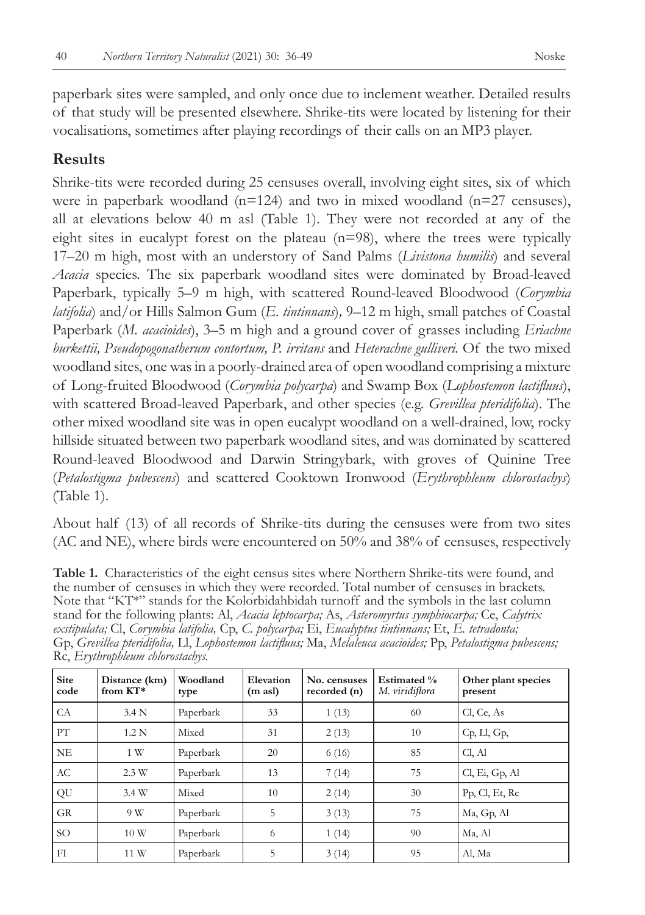paperbark sites were sampled, and only once due to inclement weather. Detailed results of that study will be presented elsewhere. Shrike-tits were located by listening for their vocalisations, sometimes after playing recordings of their calls on an MP3 player.

## Results

Shrike-tits were recorded during 25 censuses overall, involving eight sites, six of which were in paperbark woodland (n=124) and two in mixed woodland (n=27 censuses), all at elevations below 40 m asl (Table 1). They were not recorded at any of the eight sites in eucalypt forest on the plateau (n=98), where the trees were typically 17–20 m high, most with an understory of Sand Palms (*Livistona humilis*) and several *Acacia* species. The six paperbark woodland sites were dominated by Broad-leaved Paperbark, typically 5–9 m high, with scattered Round-leaved Bloodwood (*Corymbia latifolia*) and/or Hills Salmon Gum (*E. tintinnans*), 9–12 m high, small patches of Coastal Paperbark (*M. acacioides*), 3–5 m high and a ground cover of grasses including *Eriachne burkettii, Pseudopogonatherum contortum, P. irritans* and *Heterachne gulliveri*. Of the two mixed woodland sites, one was in a poorly-drained area of open woodland comprising a mixture of Long-fruited Bloodwood (*Corymbia polycarpa*) and Swamp Box (*Lophostemon lactifluus*), with scattered Broad-leaved Paperbark, and other species (e.g. *Grevillea pteridifolia*). The other mixed woodland site was in open eucalypt woodland on a well-drained, low, rocky hillside situated between two paperbark woodland sites, and was dominated by scattered Round-leaved Bloodwood and Darwin Stringybark, with groves of Quinine Tree (*Petalostigma pubescens*) and scattered Cooktown Ironwood (*Erythrophleum chlorostachys*) (Table 1).

About half (13) of all records of Shrike-tits during the censuses were from two sites (AC and NE), where birds were encountered on 50% and 38% of censuses, respectively

**Table 1.** Characteristics of the eight census sites where Northern Shrike-tits were found, and the number of censuses in which they were recorded. Total number of censuses in brackets. Note that "KT*" stands for the Kolorbidahbidah turnoff and the symbols in the last column stand for the following plants: Al, *Acacia leptocarpa;* As, *Asteromyrtus symphiocarpa;* Ce, *Calytrix exstipulata;* Cl, *Corymbia latifolia,* Cp, *C. polycarpa;* Ei, *Eucalyptus tintinnans;* Et, *E. tetradonta;* Gp, *Grevillea pteridifolia,* Ll, *Lophostemon lactifluus;* Ma, *Melaleuca acacioides;* Pp, *Petalostigma pubescens;* Rc, *Erythrophleum chlorostachys.*

| Site code | Distance (km) from KT* | Woodland type | Elevation (m asl) | No. censuses recorded (n) | Estimated % *M. viridiflora* | Other plant species present |
|---|---|---|---|---|---|---|
| CA | 3.4 N | Paperbark | 33 | 1 (13) | 60 | Cl, Ce, As |
| PT | 1.2 N | Mixed | 31 | 2 (13) | 10 | Cp, Ll, Gp, |
| NE | 1 W | Paperbark | 20 | 6 (16) | 85 | Cl, Al |
| AC | 2.3 W | Paperbark | 13 | 7 (14) | 75 | Cl, Ei, Gp, Al |
| QU | 3.4 W | Mixed | 10 | 2 (14) | 30 | Pp, Cl, Et, Rc |
| GR | 9 W | Paperbark | 5 | 3 (13) | 75 | Ma, Gp, Al |
| SO | 10 W | Paperbark | 6 | 1 (14) | 90 | Ma, Al |
| FI | 11 W | Paperbark | 5 | 3 (14) | 95 | Al, Ma |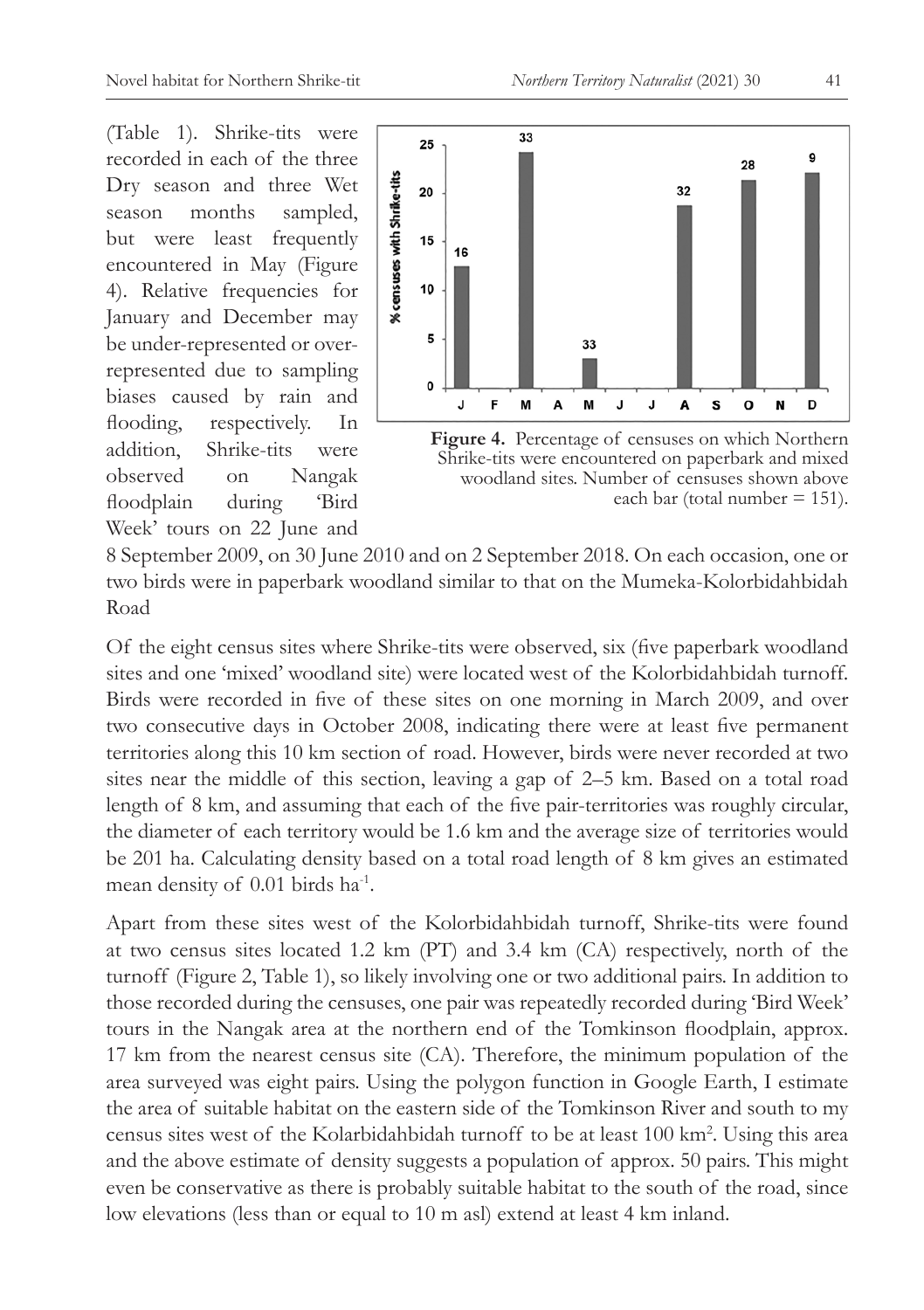(Table 1). Shrike-tits were recorded in each of the three Dry season and three Wet season months sampled, but were least frequently encountered in May (Figure 4). Relative frequencies for January and December may be under-represented or over-represented due to sampling biases caused by rain and flooding, respectively. In addition, Shrike-tits were observed on Nangak floodplain during 'Bird Week' tours on 22 June and 8 September 2009, on 30 June 2010 and on 2 September 2018. On each occasion, one or two birds were in paperbark woodland similar to that on the Mumeka-Kolorbidahbidah Road

% censuses with Shrike-tits

25
20
15
10
5
0

J F M A M J J A S O N D

16
33
33
32
28
9

**Figure 4.** Percentage of censuses on which Northern Shrike-tits were encountered on paperbark and mixed woodland sites. Number of censuses shown above each bar (total number = 151).

Of the eight census sites where Shrike-tits were observed, six (five paperbark woodland sites and one 'mixed' woodland site) were located west of the Kolorbidahbidah turnoff. Birds were recorded in five of these sites on one morning in March 2009, and over two consecutive days in October 2008, indicating there were at least five permanent territories along this 10 km section of road. However, birds were never recorded at two sites near the middle of this section, leaving a gap of 2–5 km. Based on a total road length of 8 km, and assuming that each of the five pair-territories was roughly circular, the diameter of each territory would be 1.6 km and the average size of territories would be 201 ha. Calculating density based on a total road length of 8 km gives an estimated mean density of 0.01 birds ha$^{-1}$.

Apart from these sites west of the Kolorbidahbidah turnoff, Shrike-tits were found at two census sites located 1.2 km (PT) and 3.4 km (CA) respectively, north of the turnoff (Figure 2, Table 1), so likely involving one or two additional pairs. In addition to those recorded during the censuses, one pair was repeatedly recorded during 'Bird Week' tours in the Nangak area at the northern end of the Tomkinson floodplain, approx. 17 km from the nearest census site (CA). Therefore, the minimum population of the area surveyed was eight pairs. Using the polygon function in Google Earth, I estimate the area of suitable habitat on the eastern side of the Tomkinson River and south to my census sites west of the Kolarbidahbidah turnoff to be at least 100 km$^2$. Using this area and the above estimate of density suggests a population of approx. 50 pairs. This might even be conservative as there is probably suitable habitat to the south of the road, since low elevations (less than or equal to 10 m asl) extend at least 4 km inland.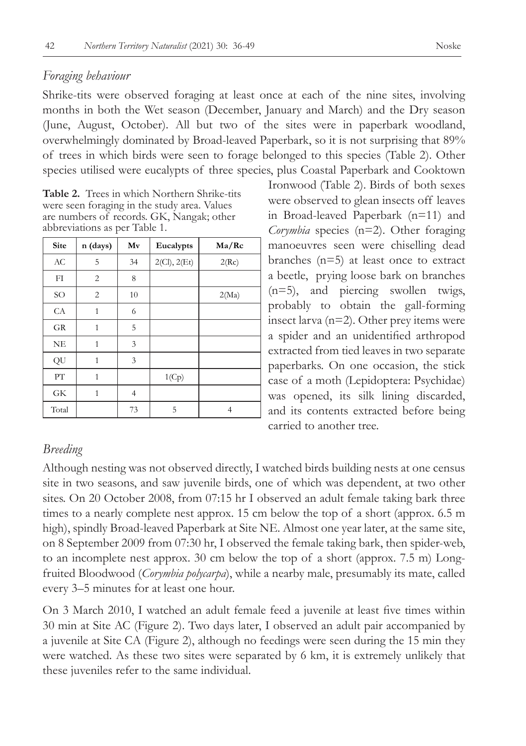### *Foraging behaviour*

Shrike-tits were observed foraging at least once at each of the nine sites, involving months in both the Wet season (December, January and March) and the Dry season (June, August, October). All but two of the sites were in paperbark woodland, overwhelmingly dominated by Broad-leaved Paperbark, so it is not surprising that 89% of trees in which birds were seen to forage belonged to this species (Table 2). Other species utilised were eucalypts of three species, plus Coastal Paperbark and Cooktown Ironwood (Table 2). Birds of both sexes were observed to glean insects off leaves in Broad-leaved Paperbark (n=11) and *Corymbia* species (n=2). Other foraging manoeuvres seen were chiselling dead branches (n=5) at least once to extract a beetle, prying loose bark on branches (n=5), and piercing swollen twigs, probably to obtain the gall-forming insect larva (n=2). Other prey items were a spider and an unidentified arthropod extracted from tied leaves in two separate paperbarks. On one occasion, the stick case of a moth (Lepidoptera: Psychidae) was opened, its silk lining discarded, and its contents extracted before being carried to another tree.

**Table 2.** Trees in which Northern Shrike-tits were seen foraging in the study area. Values are numbers of records. GK, Nangak; other abbreviations as per Table 1.

| Site | n (days) | Mv | Eucalypts | Ma/Rc |
|---|---|---|---|---|
| AC | 5 | 34 | 2(Cl), 2(Et) | 2(Rc) |
| FI | 2 | 8 | | |
| SO | 2 | 10 | | 2(Ma) |
| CA | 1 | 6 | | |
| GR | 1 | 5 | | |
| NE | 1 | 3 | | |
| QU | 1 | 3 | | |
| PT | 1 | | 1(Cp) | |
| GK | 1 | 4 | | |
| Total | | 73 | 5 | 4 |

### *Breeding*

Although nesting was not observed directly, I watched birds building nests at one census site in two seasons, and saw juvenile birds, one of which was dependent, at two other sites. On 20 October 2008, from 07:15 hr I observed an adult female taking bark three times to a nearly complete nest approx. 15 cm below the top of a short (approx. 6.5 m high), spindly Broad-leaved Paperbark at Site NE. Almost one year later, at the same site, on 8 September 2009 from 07:30 hr, I observed the female taking bark, then spider-web, to an incomplete nest approx. 30 cm below the top of a short (approx. 7.5 m) Long-fruited Bloodwood (*Corymbia polycarpa*), while a nearby male, presumably its mate, called every 3–5 minutes for at least one hour.

On 3 March 2010, I watched an adult female feed a juvenile at least five times within 30 min at Site AC (Figure 2). Two days later, I observed an adult pair accompanied by a juvenile at Site CA (Figure 2), although no feedings were seen during the 15 min they were watched. As these two sites were separated by 6 km, it is extremely unlikely that these juveniles refer to the same individual.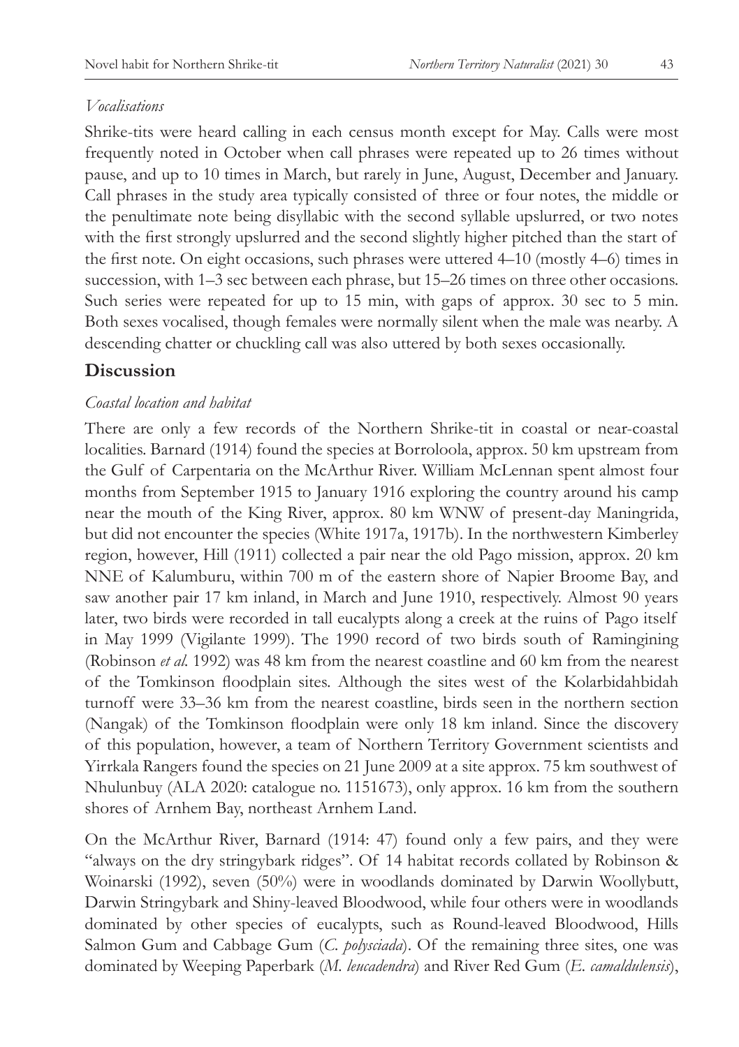*Vocalisations*

Shrike-tits were heard calling in each census month except for May. Calls were most frequently noted in October when call phrases were repeated up to 26 times without pause, and up to 10 times in March, but rarely in June, August, December and January. Call phrases in the study area typically consisted of three or four notes, the middle or the penultimate note being disyllabic with the second syllable upslurred, or two notes with the first strongly upslurred and the second slightly higher pitched than the start of the first note. On eight occasions, such phrases were uttered 4–10 (mostly 4–6) times in succession, with 1–3 sec between each phrase, but 15–26 times on three other occasions. Such series were repeated for up to 15 min, with gaps of approx. 30 sec to 5 min. Both sexes vocalised, though females were normally silent when the male was nearby. A descending chatter or chuckling call was also uttered by both sexes occasionally.

## Discussion

*Coastal location and habitat*

There are only a few records of the Northern Shrike-tit in coastal or near-coastal localities. Barnard (1914) found the species at Borroloola, approx. 50 km upstream from the Gulf of Carpentaria on the McArthur River. William McLennan spent almost four months from September 1915 to January 1916 exploring the country around his camp near the mouth of the King River, approx. 80 km WNW of present-day Maningrida, but did not encounter the species (White 1917a, 1917b). In the northwestern Kimberley region, however, Hill (1911) collected a pair near the old Pago mission, approx. 20 km NNE of Kalumburu, within 700 m of the eastern shore of Napier Broome Bay, and saw another pair 17 km inland, in March and June 1910, respectively. Almost 90 years later, two birds were recorded in tall eucalypts along a creek at the ruins of Pago itself in May 1999 (Vigilante 1999). The 1990 record of two birds south of Ramingining (Robinson *et al.* 1992) was 48 km from the nearest coastline and 60 km from the nearest of the Tomkinson floodplain sites. Although the sites west of the Kolarbidahbidah turnoff were 33–36 km from the nearest coastline, birds seen in the northern section (Nangak) of the Tomkinson floodplain were only 18 km inland. Since the discovery of this population, however, a team of Northern Territory Government scientists and Yirrkala Rangers found the species on 21 June 2009 at a site approx. 75 km southwest of Nhulunbuy (ALA 2020: catalogue no. 1151673), only approx. 16 km from the southern shores of Arnhem Bay, northeast Arnhem Land.

On the McArthur River, Barnard (1914: 47) found only a few pairs, and they were "always on the dry stringybark ridges". Of 14 habitat records collated by Robinson & Woinarski (1992), seven (50%) were in woodlands dominated by Darwin Woollybutt, Darwin Stringybark and Shiny-leaved Bloodwood, while four others were in woodlands dominated by other species of eucalypts, such as Round-leaved Bloodwood, Hills Salmon Gum and Cabbage Gum (*C. polysciada*). Of the remaining three sites, one was dominated by Weeping Paperbark (*M. leucadendra*) and River Red Gum (*E. camaldulensis*),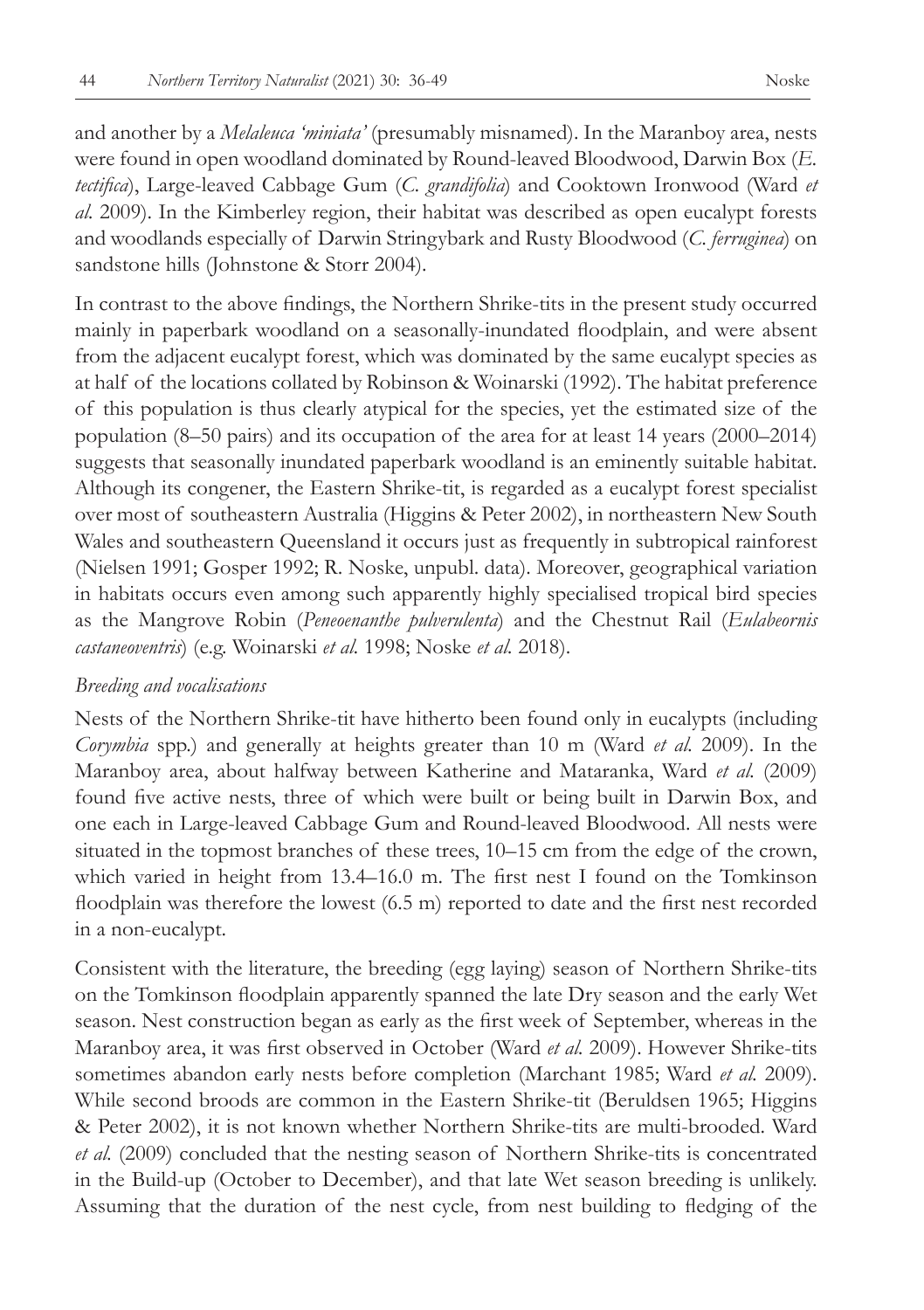and another by a *Melaleuca 'miniata'* (presumably misnamed). In the Maranboy area, nests were found in open woodland dominated by Round-leaved Bloodwood, Darwin Box (*E. tectifica*), Large-leaved Cabbage Gum (*C. grandifolia*) and Cooktown Ironwood (Ward *et al.* 2009). In the Kimberley region, their habitat was described as open eucalypt forests and woodlands especially of Darwin Stringybark and Rusty Bloodwood (*C. ferruginea*) on sandstone hills (Johnstone & Storr 2004).

In contrast to the above findings, the Northern Shrike-tits in the present study occurred mainly in paperbark woodland on a seasonally-inundated floodplain, and were absent from the adjacent eucalypt forest, which was dominated by the same eucalypt species as at half of the locations collated by Robinson & Woinarski (1992). The habitat preference of this population is thus clearly atypical for the species, yet the estimated size of the population (8–50 pairs) and its occupation of the area for at least 14 years (2000–2014) suggests that seasonally inundated paperbark woodland is an eminently suitable habitat. Although its congener, the Eastern Shrike-tit, is regarded as a eucalypt forest specialist over most of southeastern Australia (Higgins & Peter 2002), in northeastern New South Wales and southeastern Queensland it occurs just as frequently in subtropical rainforest (Nielsen 1991; Gosper 1992; R. Noske, unpubl. data). Moreover, geographical variation in habitats occurs even among such apparently highly specialised tropical bird species as the Mangrove Robin (*Peneoenanthe pulverulenta*) and the Chestnut Rail (*Eulabeornis castaneoventris*) (e.g. Woinarski *et al.* 1998; Noske *et al.* 2018).

*Breeding and vocalisations*

Nests of the Northern Shrike-tit have hitherto been found only in eucalypts (including *Corymbia* spp.) and generally at heights greater than 10 m (Ward *et al.* 2009). In the Maranboy area, about halfway between Katherine and Mataranka, Ward *et al.* (2009) found five active nests, three of which were built or being built in Darwin Box, and one each in Large-leaved Cabbage Gum and Round-leaved Bloodwood. All nests were situated in the topmost branches of these trees, 10–15 cm from the edge of the crown, which varied in height from 13.4–16.0 m. The first nest I found on the Tomkinson floodplain was therefore the lowest (6.5 m) reported to date and the first nest recorded in a non-eucalypt.

Consistent with the literature, the breeding (egg laying) season of Northern Shrike-tits on the Tomkinson floodplain apparently spanned the late Dry season and the early Wet season. Nest construction began as early as the first week of September, whereas in the Maranboy area, it was first observed in October (Ward *et al.* 2009). However Shrike-tits sometimes abandon early nests before completion (Marchant 1985; Ward *et al.* 2009). While second broods are common in the Eastern Shrike-tit (Beruldsen 1965; Higgins & Peter 2002), it is not known whether Northern Shrike-tits are multi-brooded. Ward *et al.* (2009) concluded that the nesting season of Northern Shrike-tits is concentrated in the Build-up (October to December), and that late Wet season breeding is unlikely. Assuming that the duration of the nest cycle, from nest building to fledging of the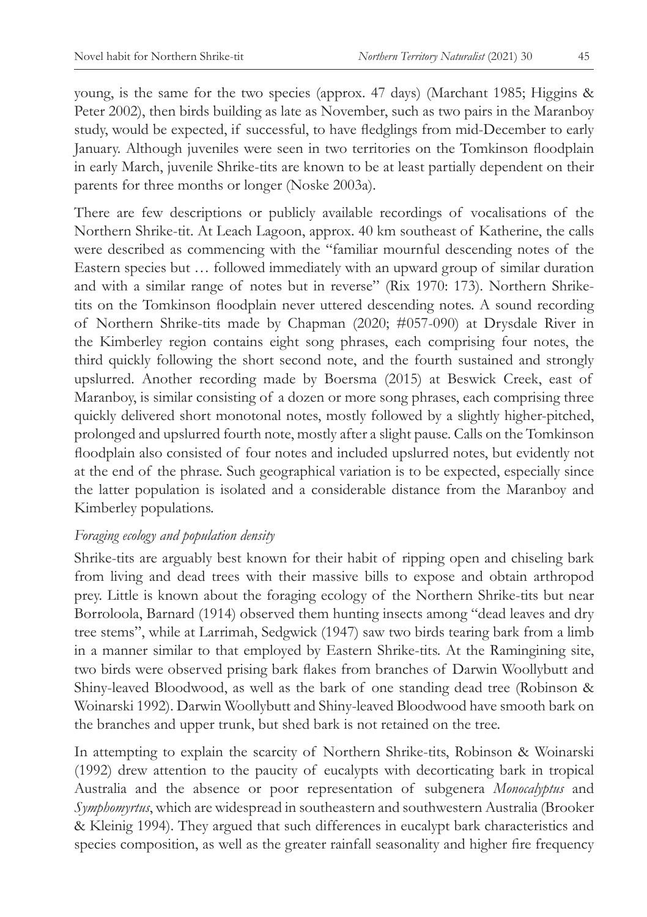young, is the same for the two species (approx. 47 days) (Marchant 1985; Higgins & Peter 2002), then birds building as late as November, such as two pairs in the Maranboy study, would be expected, if successful, to have fledglings from mid-December to early January. Although juveniles were seen in two territories on the Tomkinson floodplain in early March, juvenile Shrike-tits are known to be at least partially dependent on their parents for three months or longer (Noske 2003a).

There are few descriptions or publicly available recordings of vocalisations of the Northern Shrike-tit. At Leach Lagoon, approx. 40 km southeast of Katherine, the calls were described as commencing with the "familiar mournful descending notes of the Eastern species but … followed immediately with an upward group of similar duration and with a similar range of notes but in reverse" (Rix 1970: 173). Northern Shrike-tits on the Tomkinson floodplain never uttered descending notes. A sound recording of Northern Shrike-tits made by Chapman (2020; #057-090) at Drysdale River in the Kimberley region contains eight song phrases, each comprising four notes, the third quickly following the short second note, and the fourth sustained and strongly upslurred. Another recording made by Boersma (2015) at Beswick Creek, east of Maranboy, is similar consisting of a dozen or more song phrases, each comprising three quickly delivered short monotonal notes, mostly followed by a slightly higher-pitched, prolonged and upslurred fourth note, mostly after a slight pause. Calls on the Tomkinson floodplain also consisted of four notes and included upslurred notes, but evidently not at the end of the phrase. Such geographical variation is to be expected, especially since the latter population is isolated and a considerable distance from the Maranboy and Kimberley populations.

### *Foraging ecology and population density*

Shrike-tits are arguably best known for their habit of ripping open and chiseling bark from living and dead trees with their massive bills to expose and obtain arthropod prey. Little is known about the foraging ecology of the Northern Shrike-tits but near Borroloola, Barnard (1914) observed them hunting insects among "dead leaves and dry tree stems", while at Larrimah, Sedgwick (1947) saw two birds tearing bark from a limb in a manner similar to that employed by Eastern Shrike-tits. At the Ramingining site, two birds were observed prising bark flakes from branches of Darwin Woollybutt and Shiny-leaved Bloodwood, as well as the bark of one standing dead tree (Robinson & Woinarski 1992). Darwin Woollybutt and Shiny-leaved Bloodwood have smooth bark on the branches and upper trunk, but shed bark is not retained on the tree.

In attempting to explain the scarcity of Northern Shrike-tits, Robinson & Woinarski (1992) drew attention to the paucity of eucalypts with decorticating bark in tropical Australia and the absence or poor representation of subgenera *Monocalyptus* and *Symphomyrtus*, which are widespread in southeastern and southwestern Australia (Brooker & Kleinig 1994). They argued that such differences in eucalypt bark characteristics and species composition, as well as the greater rainfall seasonality and higher fire frequency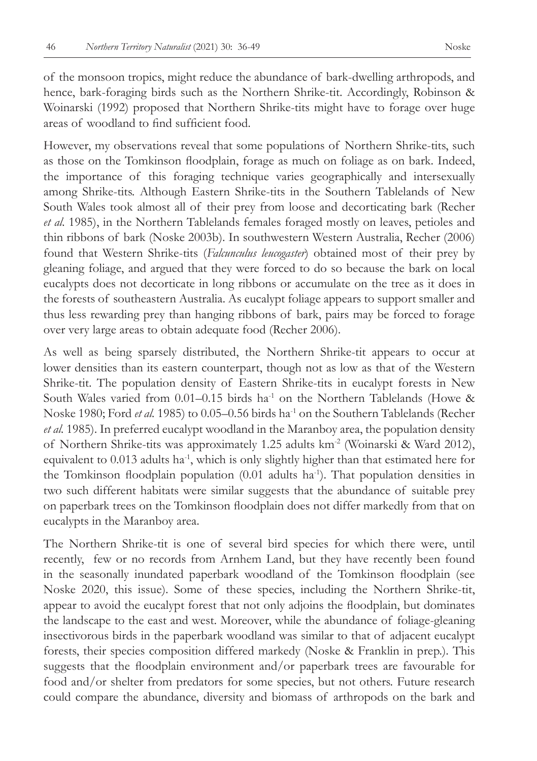of the monsoon tropics, might reduce the abundance of bark-dwelling arthropods, and hence, bark-foraging birds such as the Northern Shrike-tit. Accordingly, Robinson & Woinarski (1992) proposed that Northern Shrike-tits might have to forage over huge areas of woodland to find sufficient food.

However, my observations reveal that some populations of Northern Shrike-tits, such as those on the Tomkinson floodplain, forage as much on foliage as on bark. Indeed, the importance of this foraging technique varies geographically and intersexually among Shrike-tits. Although Eastern Shrike-tits in the Southern Tablelands of New South Wales took almost all of their prey from loose and decorticating bark (Recher *et al.* 1985), in the Northern Tablelands females foraged mostly on leaves, petioles and thin ribbons of bark (Noske 2003b). In southwestern Western Australia, Recher (2006) found that Western Shrike-tits (*Falcunculus leucogaster*) obtained most of their prey by gleaning foliage, and argued that they were forced to do so because the bark on local eucalypts does not decorticate in long ribbons or accumulate on the tree as it does in the forests of southeastern Australia. As eucalypt foliage appears to support smaller and thus less rewarding prey than hanging ribbons of bark, pairs may be forced to forage over very large areas to obtain adequate food (Recher 2006).

As well as being sparsely distributed, the Northern Shrike-tit appears to occur at lower densities than its eastern counterpart, though not as low as that of the Western Shrike-tit. The population density of Eastern Shrike-tits in eucalypt forests in New South Wales varied from 0.01–0.15 birds $ha^{-1}$ on the Northern Tablelands (Howe & Noske 1980; Ford *et al.* 1985) to 0.05–0.56 birds $ha^{-1}$ on the Southern Tablelands (Recher *et al.* 1985). In preferred eucalypt woodland in the Maranboy area, the population density of Northern Shrike-tits was approximately 1.25 adults $km^{-2}$ (Woinarski & Ward 2012), equivalent to 0.013 adults $ha^{-1}$, which is only slightly higher than that estimated here for the Tomkinson floodplain population (0.01 adults $ha^{-1}$). That population densities in two such different habitats were similar suggests that the abundance of suitable prey on paperbark trees on the Tomkinson floodplain does not differ markedly from that on eucalypts in the Maranboy area.

The Northern Shrike-tit is one of several bird species for which there were, until recently, few or no records from Arnhem Land, but they have recently been found in the seasonally inundated paperbark woodland of the Tomkinson floodplain (see Noske 2020, this issue). Some of these species, including the Northern Shrike-tit, appear to avoid the eucalypt forest that not only adjoins the floodplain, but dominates the landscape to the east and west. Moreover, while the abundance of foliage-gleaning insectivorous birds in the paperbark woodland was similar to that of adjacent eucalypt forests, their species composition differed markedy (Noske & Franklin in prep.). This suggests that the floodplain environment and/or paperbark trees are favourable for food and/or shelter from predators for some species, but not others. Future research could compare the abundance, diversity and biomass of arthropods on the bark and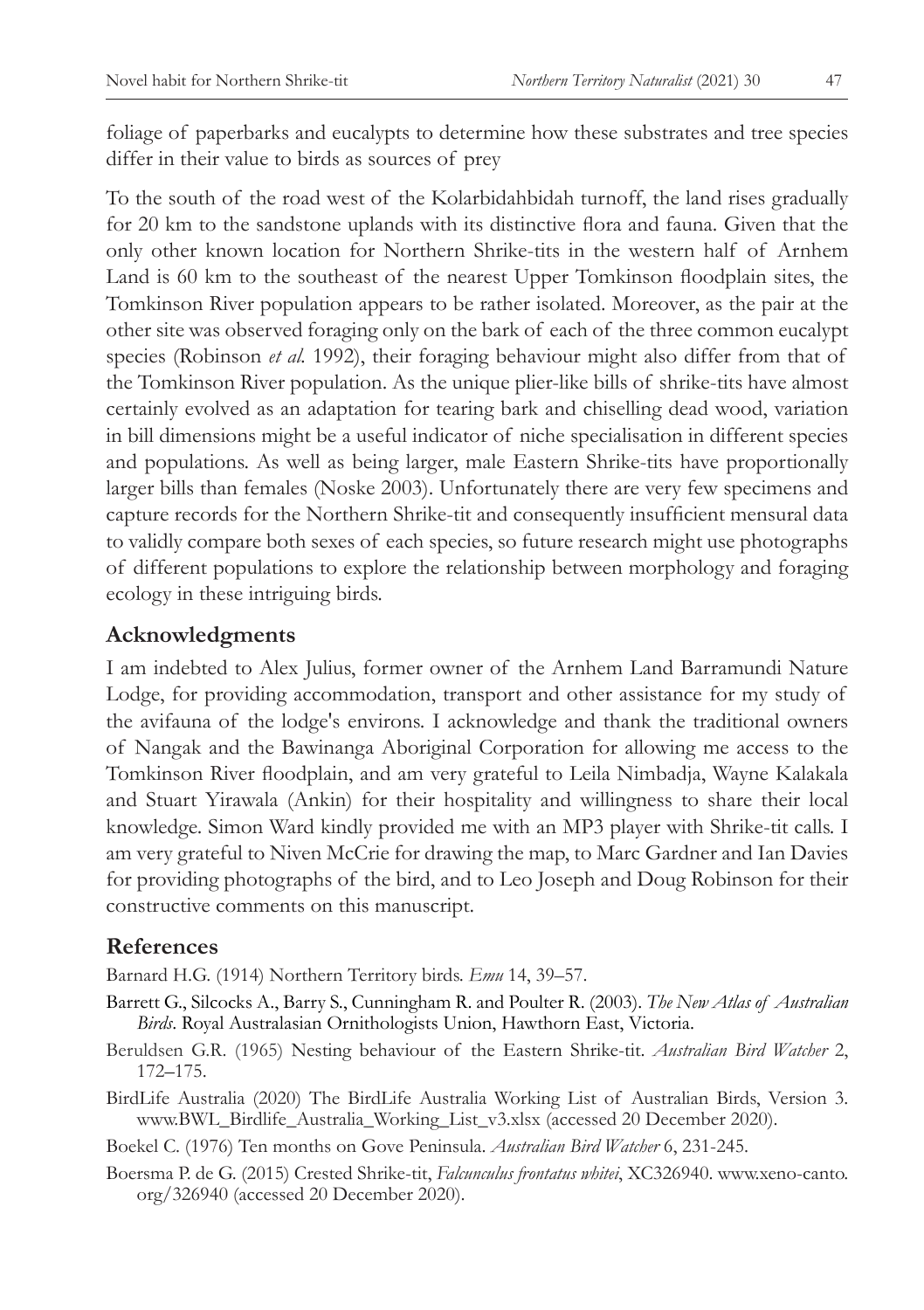foliage of paperbarks and eucalypts to determine how these substrates and tree species differ in their value to birds as sources of prey

To the south of the road west of the Kolarbidahbidah turnoff, the land rises gradually for 20 km to the sandstone uplands with its distinctive flora and fauna. Given that the only other known location for Northern Shrike-tits in the western half of Arnhem Land is 60 km to the southeast of the nearest Upper Tomkinson floodplain sites, the Tomkinson River population appears to be rather isolated. Moreover, as the pair at the other site was observed foraging only on the bark of each of the three common eucalypt species (Robinson *et al.* 1992), their foraging behaviour might also differ from that of the Tomkinson River population. As the unique plier-like bills of shrike-tits have almost certainly evolved as an adaptation for tearing bark and chiselling dead wood, variation in bill dimensions might be a useful indicator of niche specialisation in different species and populations. As well as being larger, male Eastern Shrike-tits have proportionally larger bills than females (Noske 2003). Unfortunately there are very few specimens and capture records for the Northern Shrike-tit and consequently insufficient mensural data to validly compare both sexes of each species, so future research might use photographs of different populations to explore the relationship between morphology and foraging ecology in these intriguing birds.

## Acknowledgments

I am indebted to Alex Julius, former owner of the Arnhem Land Barramundi Nature Lodge, for providing accommodation, transport and other assistance for my study of the avifauna of the lodge's environs. I acknowledge and thank the traditional owners of Nangak and the Bawinanga Aboriginal Corporation for allowing me access to the Tomkinson River floodplain, and am very grateful to Leila Nimbadja, Wayne Kalakala and Stuart Yirawala (Ankin) for their hospitality and willingness to share their local knowledge. Simon Ward kindly provided me with an MP3 player with Shrike-tit calls. I am very grateful to Niven McCrie for drawing the map, to Marc Gardner and Ian Davies for providing photographs of the bird, and to Leo Joseph and Doug Robinson for their constructive comments on this manuscript.

## References

Barnard H.G. (1914) Northern Territory birds. *Emu* 14, 39–57.

Barrett G., Silcocks A., Barry S., Cunningham R. and Poulter R. (2003). *The New Atlas of Australian Birds*. Royal Australasian Ornithologists Union, Hawthorn East, Victoria.

Beruldsen G.R. (1965) Nesting behaviour of the Eastern Shrike-tit. *Australian Bird Watcher* 2, 172–175.

BirdLife Australia (2020) The BirdLife Australia Working List of Australian Birds, Version 3. www.BWL_Birdlife_Australia_Working_List_v3.xlsx (accessed 20 December 2020).

Boekel C. (1976) Ten months on Gove Peninsula. *Australian Bird Watcher* 6, 231-245.

Boersma P. de G. (2015) Crested Shrike-tit, *Falcunculus frontatus whitei*, XC326940. www.xeno-canto.org/326940 (accessed 20 December 2020).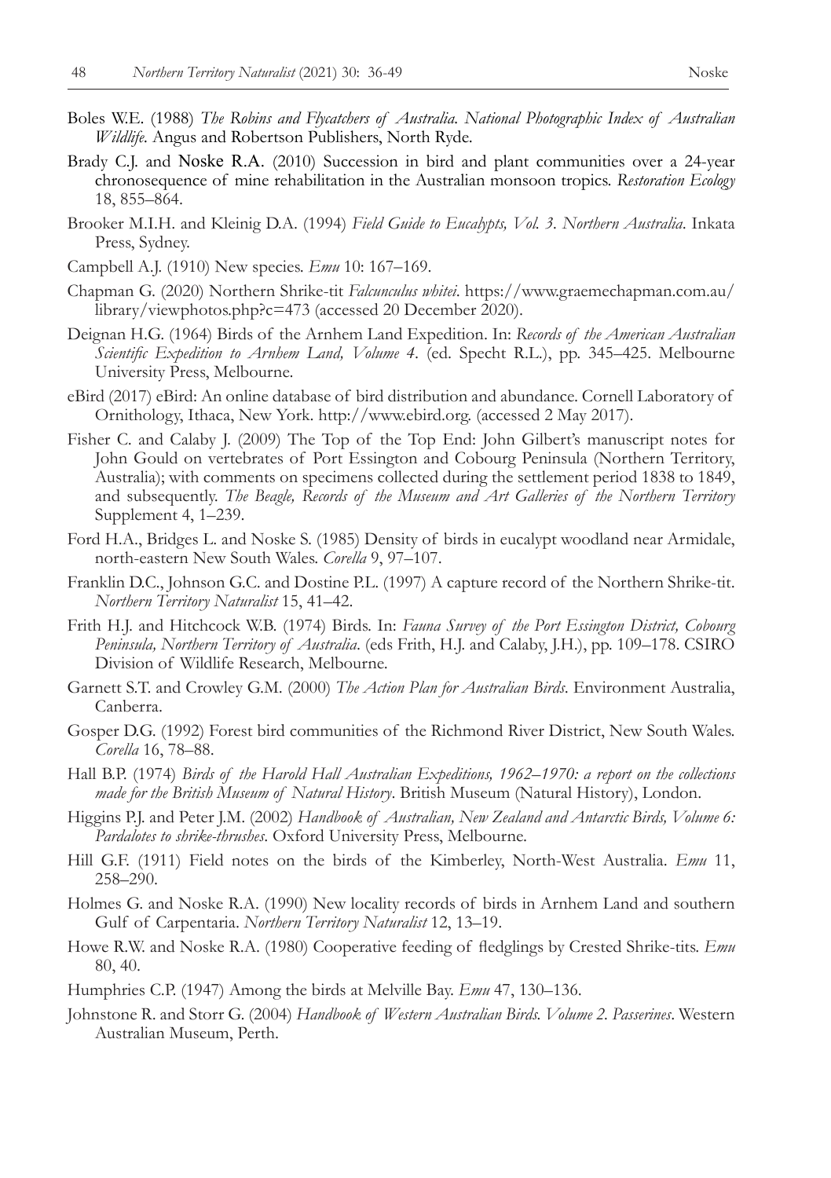Boles W.E. (1988) *The Robins and Flycatchers of Australia. National Photographic Index of Australian Wildlife*. Angus and Robertson Publishers, North Ryde.

Brady C.J. and Noske R.A. (2010) Succession in bird and plant communities over a 24-year chronosequence of mine rehabilitation in the Australian monsoon tropics. *Restoration Ecology* 18, 855–864.

Brooker M.I.H. and Kleinig D.A. (1994) *Field Guide to Eucalypts, Vol. 3. Northern Australia*. Inkata Press, Sydney.

Campbell A.J. (1910) New species. *Emu* 10: 167–169.

Chapman G. (2020) Northern Shrike-tit *Falcunculus whitei*. https://www.graemechapman.com.au/library/viewphotos.php?c=473 (accessed 20 December 2020).

Deignan H.G. (1964) Birds of the Arnhem Land Expedition. In: *Records of the American Australian Scientific Expedition to Arnhem Land, Volume 4*. (ed. Specht R.L.), pp. 345–425. Melbourne University Press, Melbourne.

eBird (2017) eBird: An online database of bird distribution and abundance. Cornell Laboratory of Ornithology, Ithaca, New York. http://www.ebird.org. (accessed 2 May 2017).

Fisher C. and Calaby J. (2009) The Top of the Top End: John Gilbert's manuscript notes for John Gould on vertebrates of Port Essington and Cobourg Peninsula (Northern Territory, Australia); with comments on specimens collected during the settlement period 1838 to 1849, and subsequently. *The Beagle, Records of the Museum and Art Galleries of the Northern Territory* Supplement 4, 1–239.

Ford H.A., Bridges L. and Noske S. (1985) Density of birds in eucalypt woodland near Armidale, north-eastern New South Wales. *Corella* 9, 97–107.

Franklin D.C., Johnson G.C. and Dostine P.L. (1997) A capture record of the Northern Shrike-tit. *Northern Territory Naturalist* 15, 41–42.

Frith H.J. and Hitchcock W.B. (1974) Birds. In: *Fauna Survey of the Port Essington District, Cobourg Peninsula, Northern Territory of Australia*. (eds Frith, H.J. and Calaby, J.H.), pp. 109–178. CSIRO Division of Wildlife Research, Melbourne.

Garnett S.T. and Crowley G.M. (2000) *The Action Plan for Australian Birds*. Environment Australia, Canberra.

Gosper D.G. (1992) Forest bird communities of the Richmond River District, New South Wales. *Corella* 16, 78–88.

Hall B.P. (1974) *Birds of the Harold Hall Australian Expeditions, 1962–1970: a report on the collections made for the British Museum of Natural History*. British Museum (Natural History), London.

Higgins P.J. and Peter J.M. (2002) *Handbook of Australian, New Zealand and Antarctic Birds, Volume 6: Pardalotes to shrike-thrushes*. Oxford University Press, Melbourne.

Hill G.F. (1911) Field notes on the birds of the Kimberley, North-West Australia. *Emu* 11, 258–290.

Holmes G. and Noske R.A. (1990) New locality records of birds in Arnhem Land and southern Gulf of Carpentaria. *Northern Territory Naturalist* 12, 13–19.

Howe R.W. and Noske R.A. (1980) Cooperative feeding of fledglings by Crested Shrike-tits. *Emu* 80, 40.

Humphries C.P. (1947) Among the birds at Melville Bay. *Emu* 47, 130–136.

Johnstone R. and Storr G. (2004) *Handbook of Western Australian Birds. Volume 2. Passerines*. Western Australian Museum, Perth.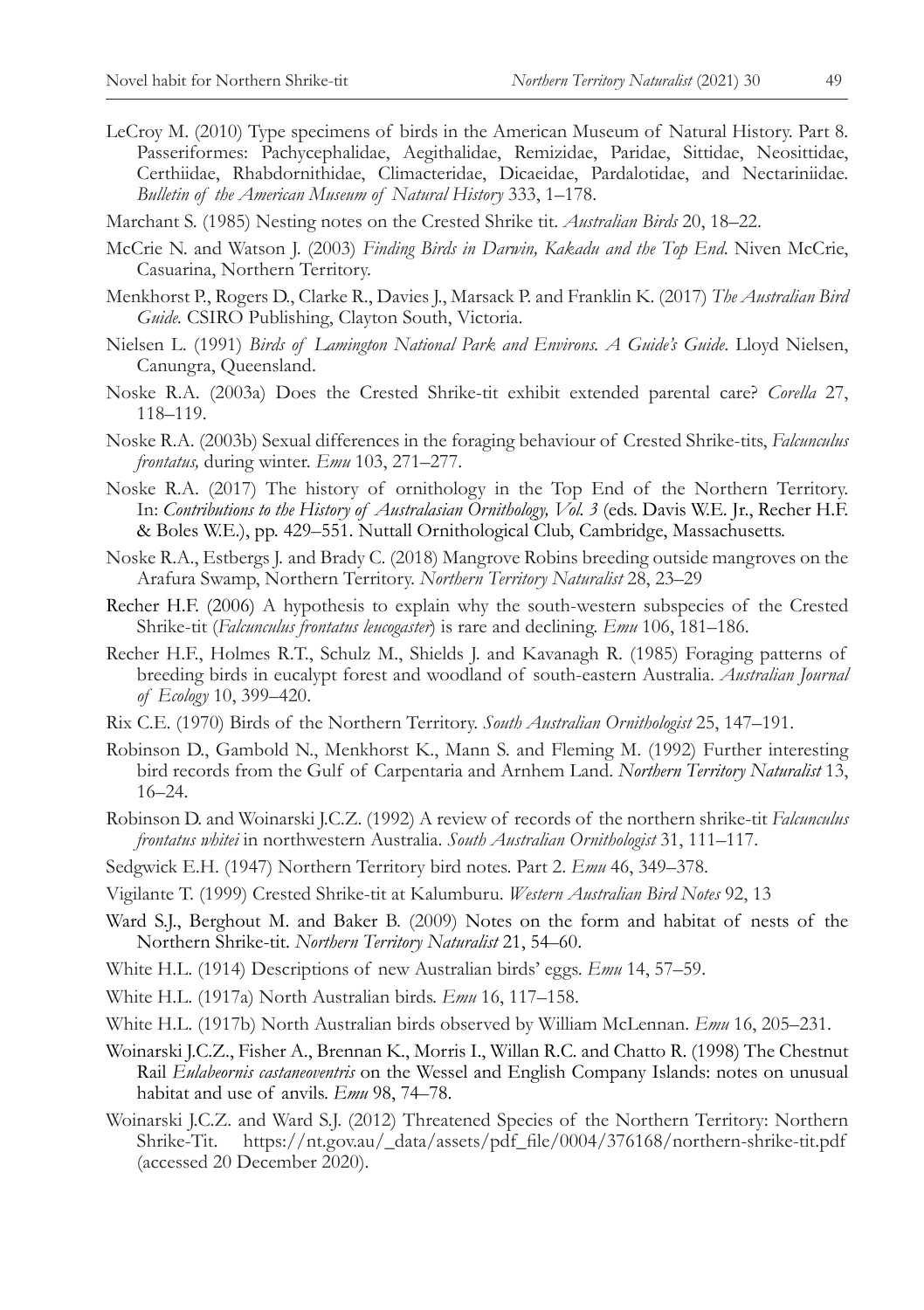LeCroy M. (2010) Type specimens of birds in the American Museum of Natural History. Part 8. Passeriformes: Pachycephalidae, Aegithalidae, Remizidae, Paridae, Sittidae, Neosittidae, Certhiidae, Rhabdornithidae, Climacteridae, Dicaeidae, Pardalotidae, and Nectariniidae. *Bulletin of the American Museum of Natural History* 333, 1–178.

Marchant S. (1985) Nesting notes on the Crested Shrike tit. *Australian Birds* 20, 18–22.

McCrie N. and Watson J. (2003) *Finding Birds in Darwin, Kakadu and the Top End*. Niven McCrie, Casuarina, Northern Territory.

Menkhorst P., Rogers D., Clarke R., Davies J., Marsack P. and Franklin K. (2017) *The Australian Bird Guide.* CSIRO Publishing, Clayton South, Victoria.

Nielsen L. (1991) *Birds of Lamington National Park and Environs. A Guide's Guide*. Lloyd Nielsen, Canungra, Queensland.

Noske R.A. (2003a) Does the Crested Shrike-tit exhibit extended parental care? *Corella* 27, 118–119.

Noske R.A. (2003b) Sexual differences in the foraging behaviour of Crested Shrike-tits, *Falcunculus frontatus,* during winter. *Emu* 103, 271–277.

Noske R.A. (2017) The history of ornithology in the Top End of the Northern Territory. In: *Contributions to the History of Australasian Ornithology, Vol. 3* (eds. Davis W.E. Jr., Recher H.F. & Boles W.E.), pp. 429–551. Nuttall Ornithological Club, Cambridge, Massachusetts.

Noske R.A., Estbergs J. and Brady C. (2018) Mangrove Robins breeding outside mangroves on the Arafura Swamp, Northern Territory. *Northern Territory Naturalist* 28, 23–29

Recher H.F. (2006) A hypothesis to explain why the south-western subspecies of the Crested Shrike-tit (*Falcunculus frontatus leucogaster*) is rare and declining. *Emu* 106, 181–186.

Recher H.F., Holmes R.T., Schulz M., Shields J. and Kavanagh R. (1985) Foraging patterns of breeding birds in eucalypt forest and woodland of south-eastern Australia. *Australian Journal of Ecology* 10, 399–420.

Rix C.E. (1970) Birds of the Northern Territory. *South Australian Ornithologist* 25, 147–191.

Robinson D., Gambold N., Menkhorst K., Mann S. and Fleming M. (1992) Further interesting bird records from the Gulf of Carpentaria and Arnhem Land. *Northern Territory Naturalist* 13, 16–24.

Robinson D. and Woinarski J.C.Z. (1992) A review of records of the northern shrike-tit *Falcunculus frontatus whitei* in northwestern Australia. *South Australian Ornithologist* 31, 111–117.

Sedgwick E.H. (1947) Northern Territory bird notes. Part 2. *Emu* 46, 349–378.

Vigilante T. (1999) Crested Shrike-tit at Kalumburu. *Western Australian Bird Notes* 92, 13

Ward S.J., Berghout M. and Baker B. (2009) Notes on the form and habitat of nests of the Northern Shrike-tit. *Northern Territory Naturalist* 21, 54–60.

White H.L. (1914) Descriptions of new Australian birds' eggs. *Emu* 14, 57–59.

White H.L. (1917a) North Australian birds. *Emu* 16, 117–158.

White H.L. (1917b) North Australian birds observed by William McLennan. *Emu* 16, 205–231.

Woinarski J.C.Z., Fisher A., Brennan K., Morris I., Willan R.C. and Chatto R. (1998) The Chestnut Rail *Eulabeornis castaneoventris* on the Wessel and English Company Islands: notes on unusual habitat and use of anvils. *Emu* 98, 74–78.

Woinarski J.C.Z. and Ward S.J. (2012) Threatened Species of the Northern Territory: Northern Shrike-Tit. https://nt.gov.au/_data/assets/pdf_file/0004/376168/northern-shrike-tit.pdf (accessed 20 December 2020).